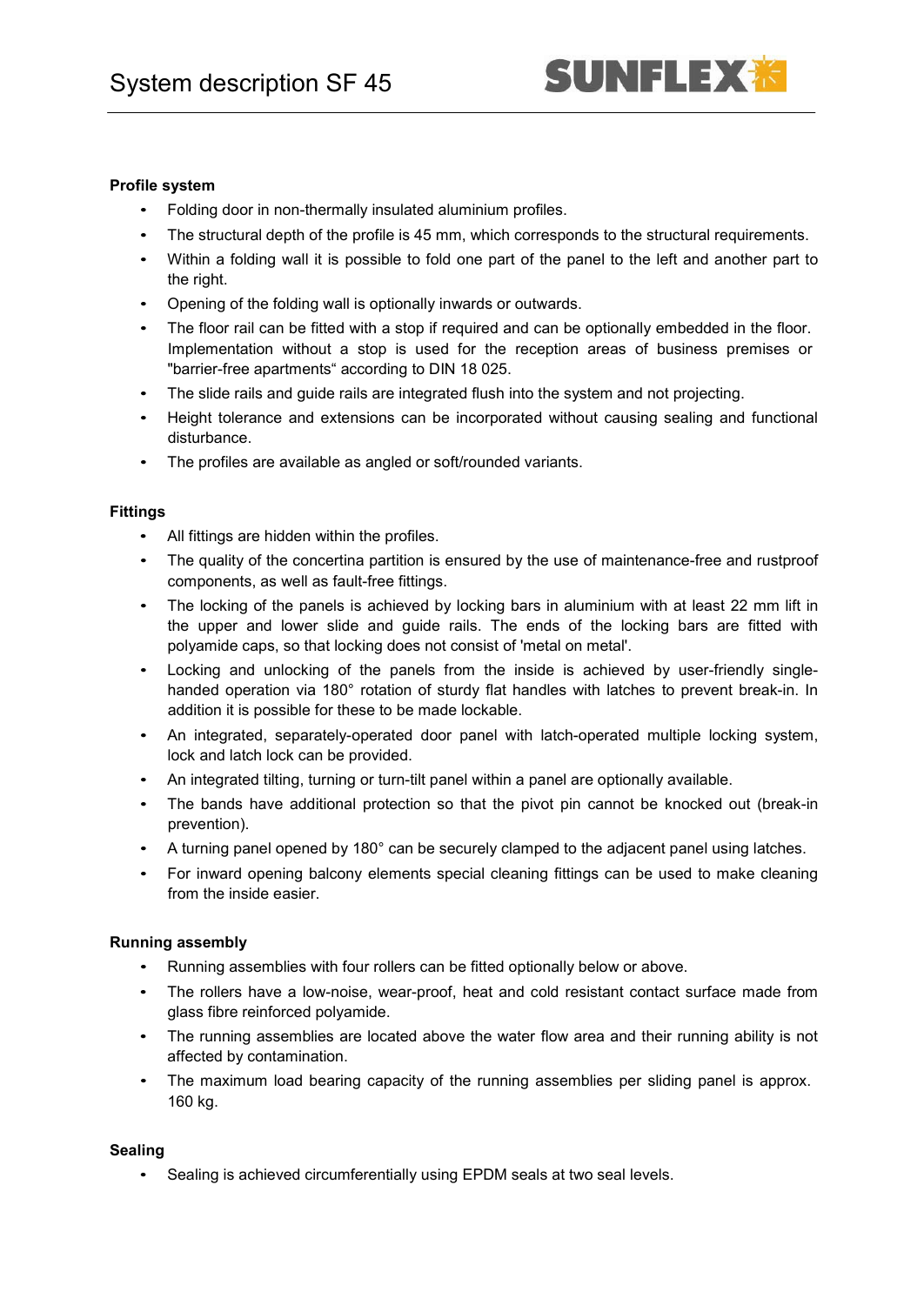# System description SF 45

**Profile system**

- Folding door in non-thermally insulated aluminium profiles.
- The structural depth of the profile is 45 mm, which corresponds to the structural requirements.
- Within a folding wall it is possible to fold one part of the panel to the left and another part to the right.
- Opening of the folding wall is optionally inwards or outwards.
- The floor rail can be fitted with a stop if required and can be optionally embedded in the floor. Implementation without a stop is used for the reception areas of business premises or "barrier-free apartments“ according to DIN 18 025.
- The slide rails and guide rails are integrated flush into the system and not projecting.
- Height tolerance and extensions can be incorporated without causing sealing and functional disturbance.
- The profiles are available as angled or soft/rounded variants.

**Fittings**

- All fittings are hidden within the profiles.
- The quality of the concertina partition is ensured by the use of maintenance-free and rustproof components, as well as fault-free fittings.
- The locking of the panels is achieved by locking bars in aluminium with at least 22 mm lift in the upper and lower slide and guide rails. The ends of the locking bars are fitted with polyamide caps, so that locking does not consist of 'metal on metal'.
- Locking and unlocking of the panels from the inside is achieved by user-friendly single-handed operation via 180° rotation of sturdy flat handles with latches to prevent break-in. In addition it is possible for these to be made lockable.
- An integrated, separately-operated door panel with latch-operated multiple locking system, lock and latch lock can be provided.
- An integrated tilting, turning or turn-tilt panel within a panel are optionally available.
- The bands have additional protection so that the pivot pin cannot be knocked out (break-in prevention).
- A turning panel opened by 180° can be securely clamped to the adjacent panel using latches.
- For inward opening balcony elements special cleaning fittings can be used to make cleaning from the inside easier.

**Running assembly**

- Running assemblies with four rollers can be fitted optionally below or above.
- The rollers have a low-noise, wear-proof, heat and cold resistant contact surface made from glass fibre reinforced polyamide.
- The running assemblies are located above the water flow area and their running ability is not affected by contamination.
- The maximum load bearing capacity of the running assemblies per sliding panel is approx. 160 kg.

**Sealing**

- Sealing is achieved circumferentially using EPDM seals at two seal levels.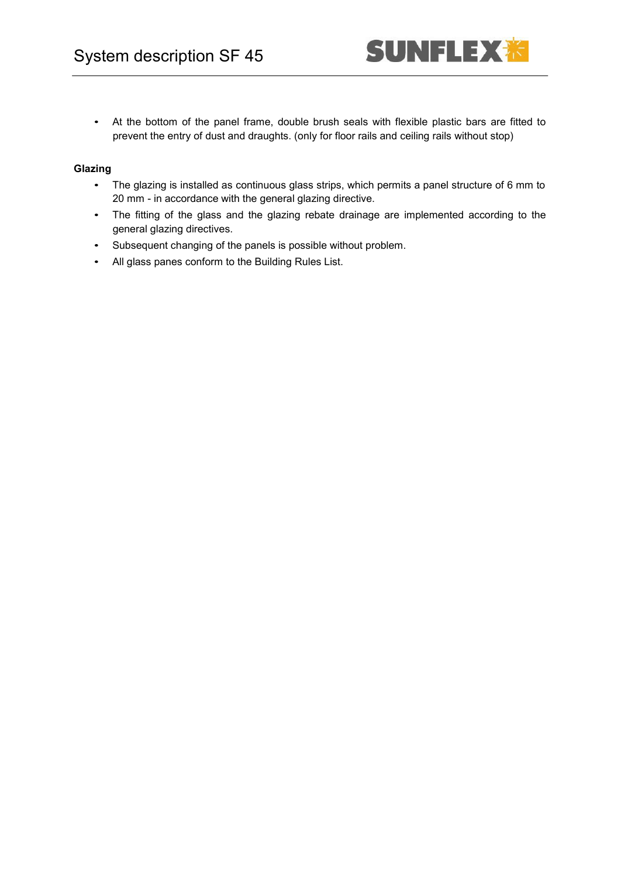- At the bottom of the panel frame, double brush seals with flexible plastic bars are fitted to prevent the entry of dust and draughts. (only for floor rails and ceiling rails without stop)

**Glazing**

- The glazing is installed as continuous glass strips, which permits a panel structure of 6 mm to 20 mm - in accordance with the general glazing directive.
- The fitting of the glass and the glazing rebate drainage are implemented according to the general glazing directives.
- Subsequent changing of the panels is possible without problem.
- All glass panes conform to the Building Rules List.